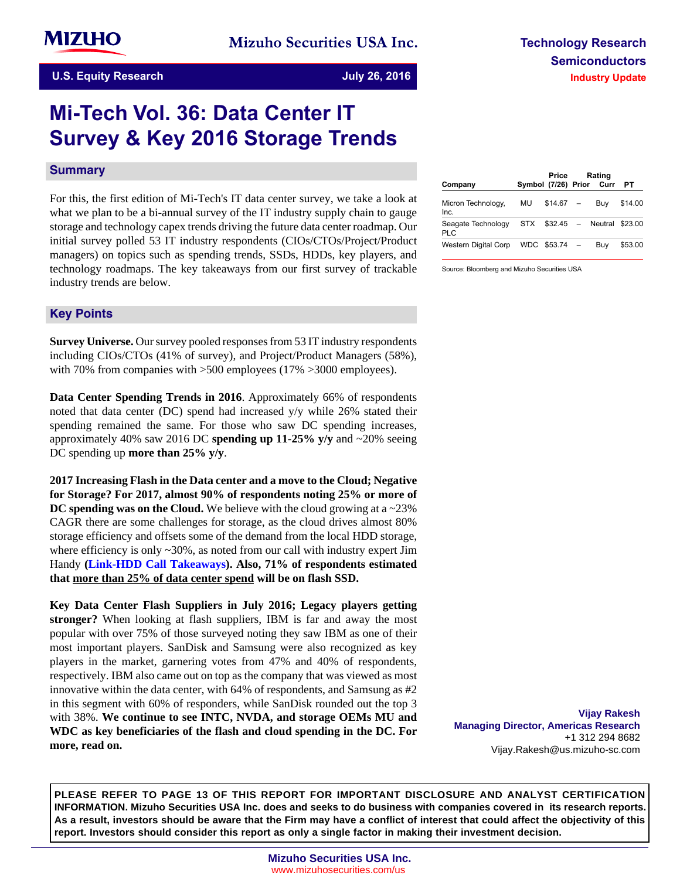**Mizuho Securities USA Inc.**

**Technology Research**
**Semiconductors**
**Industry Update**

**U.S. Equity Research** — **July 26, 2016**

# Mi-Tech Vol. 36: Data Center IT Survey & Key 2016 Storage Trends

## Summary

For this, the first edition of Mi-Tech's IT data center survey, we take a look at what we plan to be a bi-annual survey of the IT industry supply chain to gauge storage and technology capex trends driving the future data center roadmap. Our initial survey polled 53 IT industry respondents (CIOs/CTOs/Project/Product managers) on topics such as spending trends, SSDs, HDDs, key players, and technology roadmaps. The key takeaways from our first survey of trackable industry trends are below.

| Company | Symbol | Price (7/26) | Rating Prior | Rating Curr | PT |
|---|---|---|---|---|---|
| Micron Technology, Inc. | MU | $14.67 | – | Buy | $14.00 |
| Seagate Technology PLC | STX | $32.45 | – | Neutral | $23.00 |
| Western Digital Corp | WDC | $53.74 | – | Buy | $53.00 |

Source: Bloomberg and Mizuho Securities USA

## Key Points

**Survey Universe.** Our survey pooled responses from 53 IT industry respondents including CIOs/CTOs (41% of survey), and Project/Product Managers (58%), with 70% from companies with >500 employees (17% >3000 employees).

**Data Center Spending Trends in 2016**. Approximately 66% of respondents noted that data center (DC) spend had increased y/y while 26% stated their spending remained the same. For those who saw DC spending increases, approximately 40% saw 2016 DC **spending up 11-25% y/y** and ~20% seeing DC spending up **more than 25% y/y**.

**2017 Increasing Flash in the Data center and a move to the Cloud; Negative for Storage? For 2017, almost 90% of respondents noting 25% or more of DC spending was on the Cloud.** We believe with the cloud growing at a ~23% CAGR there are some challenges for storage, as the cloud drives almost 80% storage efficiency and offsets some of the demand from the local HDD storage, where efficiency is only ~30%, as noted from our call with industry expert Jim Handy **(Link-HDD Call Takeaways). Also, 71% of respondents estimated that more than 25% of data center spend will be on flash SSD.**

**Key Data Center Flash Suppliers in July 2016; Legacy players getting stronger?** When looking at flash suppliers, IBM is far and away the most popular with over 75% of those surveyed noting they saw IBM as one of their most important players. SanDisk and Samsung were also recognized as key players in the market, garnering votes from 47% and 40% of respondents, respectively. IBM also came out on top as the company that was viewed as most innovative within the data center, with 64% of respondents, and Samsung as #2 in this segment with 60% of responders, while SanDisk rounded out the top 3 with 38%. **We continue to see INTC, NVDA, and storage OEMs MU and WDC as key beneficiaries of the flash and cloud spending in the DC. For more, read on.**

**Vijay Rakesh**
**Managing Director, Americas Research**
+1 312 294 8682
Vijay.Rakesh@us.mizuho-sc.com

**PLEASE REFER TO PAGE 13 OF THIS REPORT FOR IMPORTANT DISCLOSURE AND ANALYST CERTIFICATION INFORMATION. Mizuho Securities USA Inc. does and seeks to do business with companies covered in its research reports. As a result, investors should be aware that the Firm may have a conflict of interest that could affect the objectivity of this report. Investors should consider this report as only a single factor in making their investment decision.**

**Mizuho Securities USA Inc.**
www.mizuhosecurities.com/us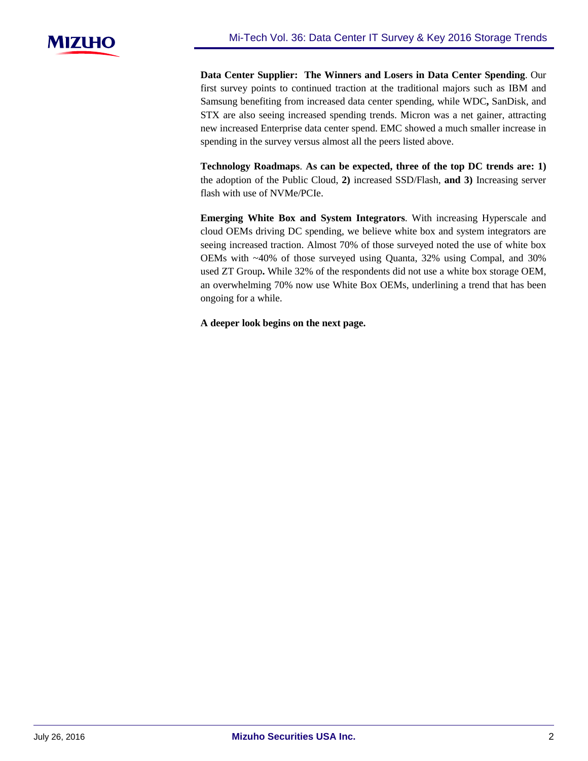**Data Center Supplier: The Winners and Losers in Data Center Spending**. Our first survey points to continued traction at the traditional majors such as IBM and Samsung benefiting from increased data center spending, while WDC**,** SanDisk, and STX are also seeing increased spending trends. Micron was a net gainer, attracting new increased Enterprise data center spend. EMC showed a much smaller increase in spending in the survey versus almost all the peers listed above.

**Technology Roadmaps**. **As can be expected, three of the top DC trends are: 1)** the adoption of the Public Cloud, **2)** increased SSD/Flash, **and 3)** Increasing server flash with use of NVMe/PCIe.

**Emerging White Box and System Integrators**. With increasing Hyperscale and cloud OEMs driving DC spending, we believe white box and system integrators are seeing increased traction. Almost 70% of those surveyed noted the use of white box OEMs with ~40% of those surveyed using Quanta, 32% using Compal, and 30% used ZT Group**.** While 32% of the respondents did not use a white box storage OEM, an overwhelming 70% now use White Box OEMs, underlining a trend that has been ongoing for a while.

**A deeper look begins on the next page.**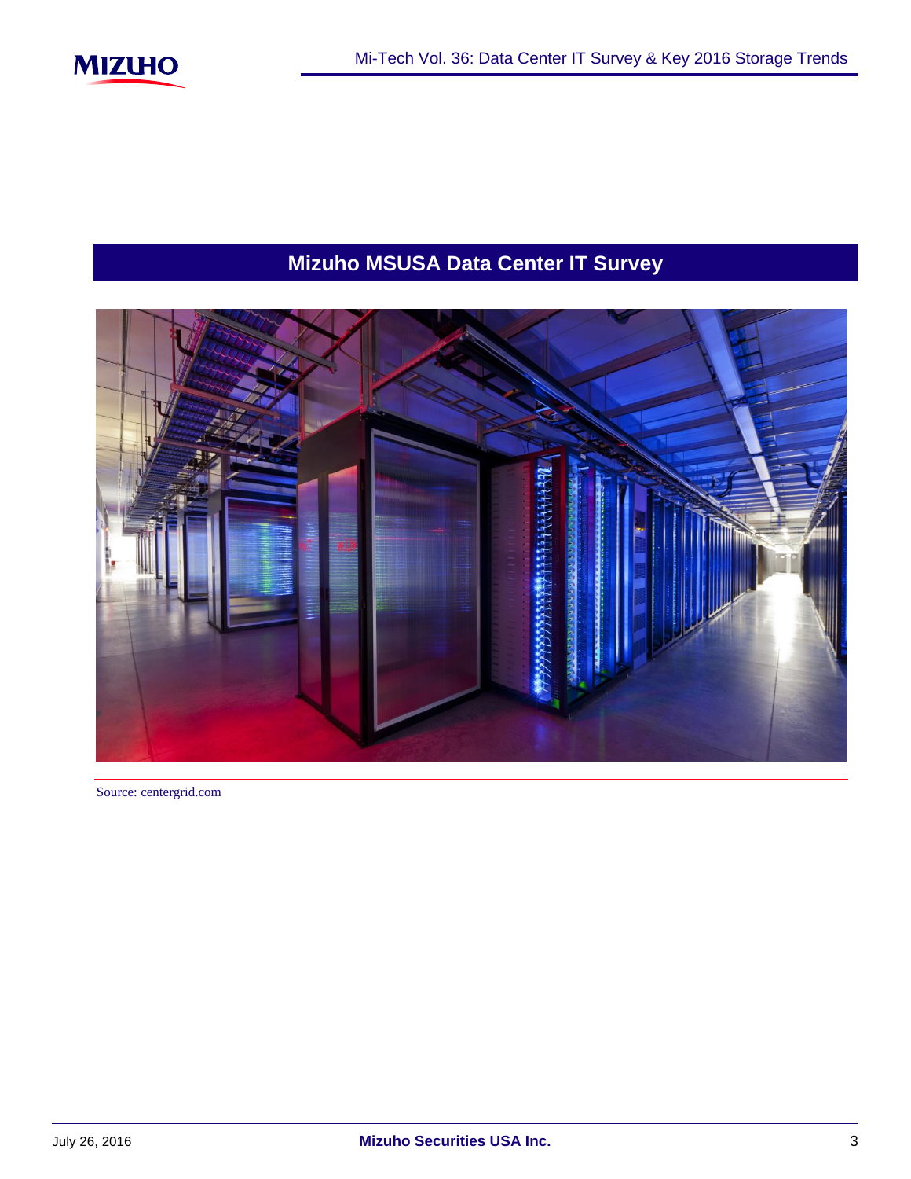# Mizuho MSUSA Data Center IT Survey

Source: centergrid.com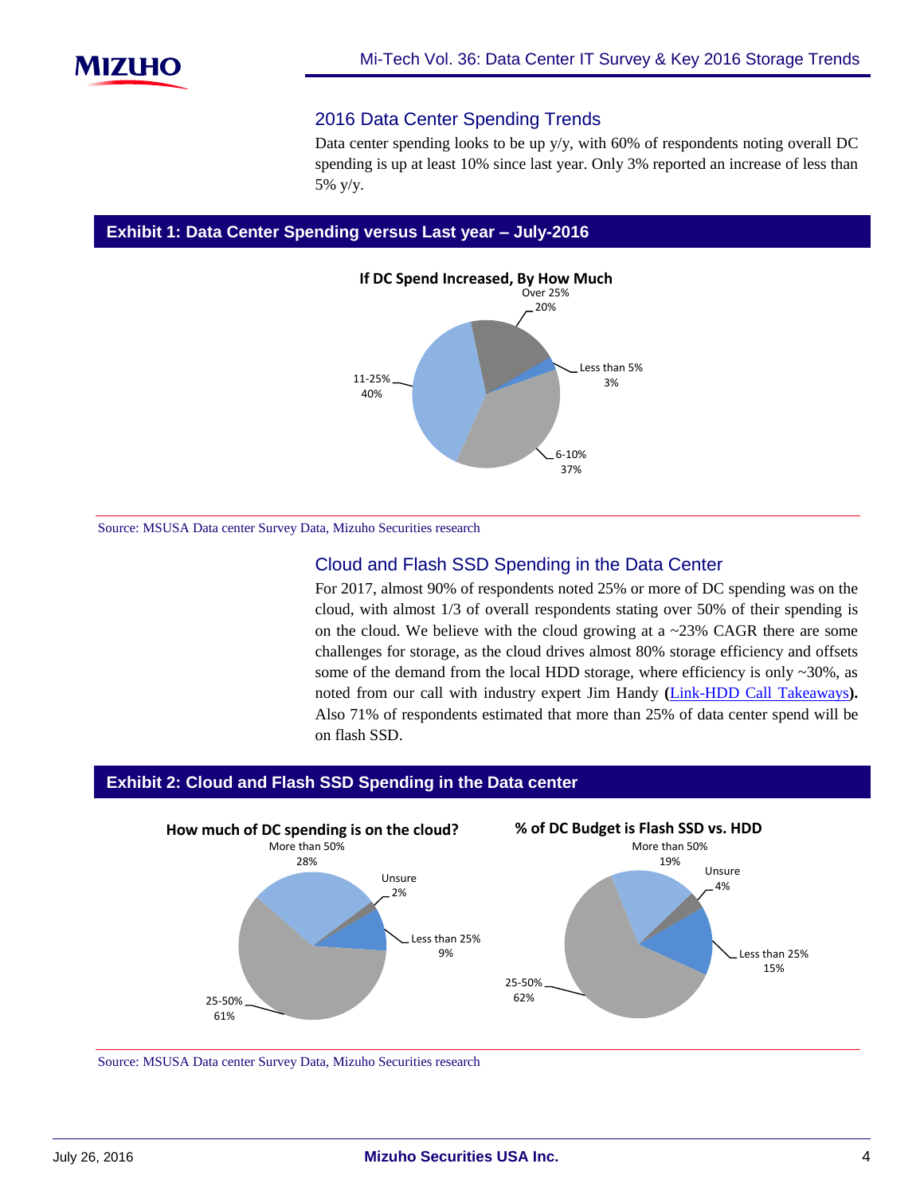## 2016 Data Center Spending Trends

Data center spending looks to be up y/y, with 60% of respondents noting overall DC spending is up at least 10% since last year. Only 3% reported an increase of less than 5% y/y.

**Exhibit 1: Data Center Spending versus Last year – July-2016**

**If DC Spend Increased, By How Much**

| Category | Share |
| --- | --- |
| Over 25% | 20% |
| Less than 5% | 3% |
| 6-10% | 37% |
| 11-25% | 40% |

Source: MSUSA Data center Survey Data, Mizuho Securities research

## Cloud and Flash SSD Spending in the Data Center

For 2017, almost 90% of respondents noted 25% or more of DC spending was on the cloud, with almost 1/3 of overall respondents stating over 50% of their spending is on the cloud. We believe with the cloud growing at a ~23% CAGR there are some challenges for storage, as the cloud drives almost 80% storage efficiency and offsets some of the demand from the local HDD storage, where efficiency is only ~30%, as noted from our call with industry expert Jim Handy (Link-HDD Call Takeaways). Also 71% of respondents estimated that more than 25% of data center spend will be on flash SSD.

**Exhibit 2: Cloud and Flash SSD Spending in the Data center**

**How much of DC spending is on the cloud?**

| Category | Share |
| --- | --- |
| More than 50% | 28% |
| Unsure | 2% |
| Less than 25% | 9% |
| 25-50% | 61% |

**% of DC Budget is Flash SSD vs. HDD**

| Category | Share |
| --- | --- |
| More than 50% | 19% |
| Unsure | 4% |
| Less than 25% | 15% |
| 25-50% | 62% |

Source: MSUSA Data center Survey Data, Mizuho Securities research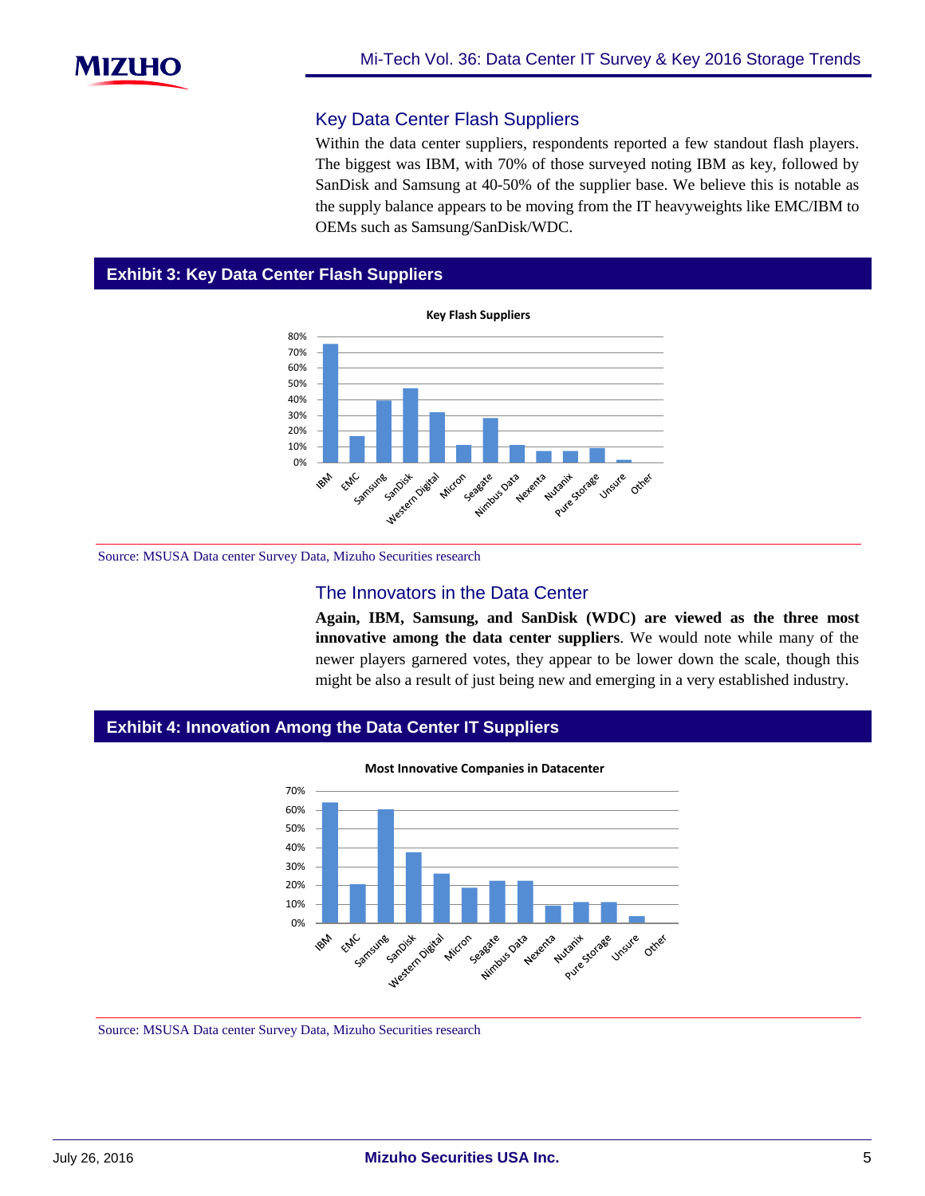### Key Data Center Flash Suppliers

Within the data center suppliers, respondents reported a few standout flash players. The biggest was IBM, with 70% of those surveyed noting IBM as key, followed by SanDisk and Samsung at 40-50% of the supplier base. We believe this is notable as the supply balance appears to be moving from the IT heavyweights like EMC/IBM to OEMs such as Samsung/SanDisk/WDC.

## Exhibit 3: Key Data Center Flash Suppliers

Key Flash Suppliers

80%
70%
60%
50%
40%
30%
20%
10%
0%

IBM, EMC, Samsung, SanDisk, Western Digital, Micron, Seagate, Nimbus Data, Nexenta, Nutanix, Pure Storage, Unsure, Other

Source: MSUSA Data center Survey Data, Mizuho Securities research

### The Innovators in the Data Center

**Again, IBM, Samsung, and SanDisk (WDC) are viewed as the three most innovative among the data center suppliers**. We would note while many of the newer players garnered votes, they appear to be lower down the scale, though this might be also a result of just being new and emerging in a very established industry.

## Exhibit 4: Innovation Among the Data Center IT Suppliers

Most Innovative Companies in Datacenter

70%
60%
50%
40%
30%
20%
10%
0%

IBM, EMC, Samsung, SanDisk, Western Digital, Micron, Seagate, Nimbus Data, Nexenta, Nutanix, Pure Storage, Unsure, Other

Source: MSUSA Data center Survey Data, Mizuho Securities research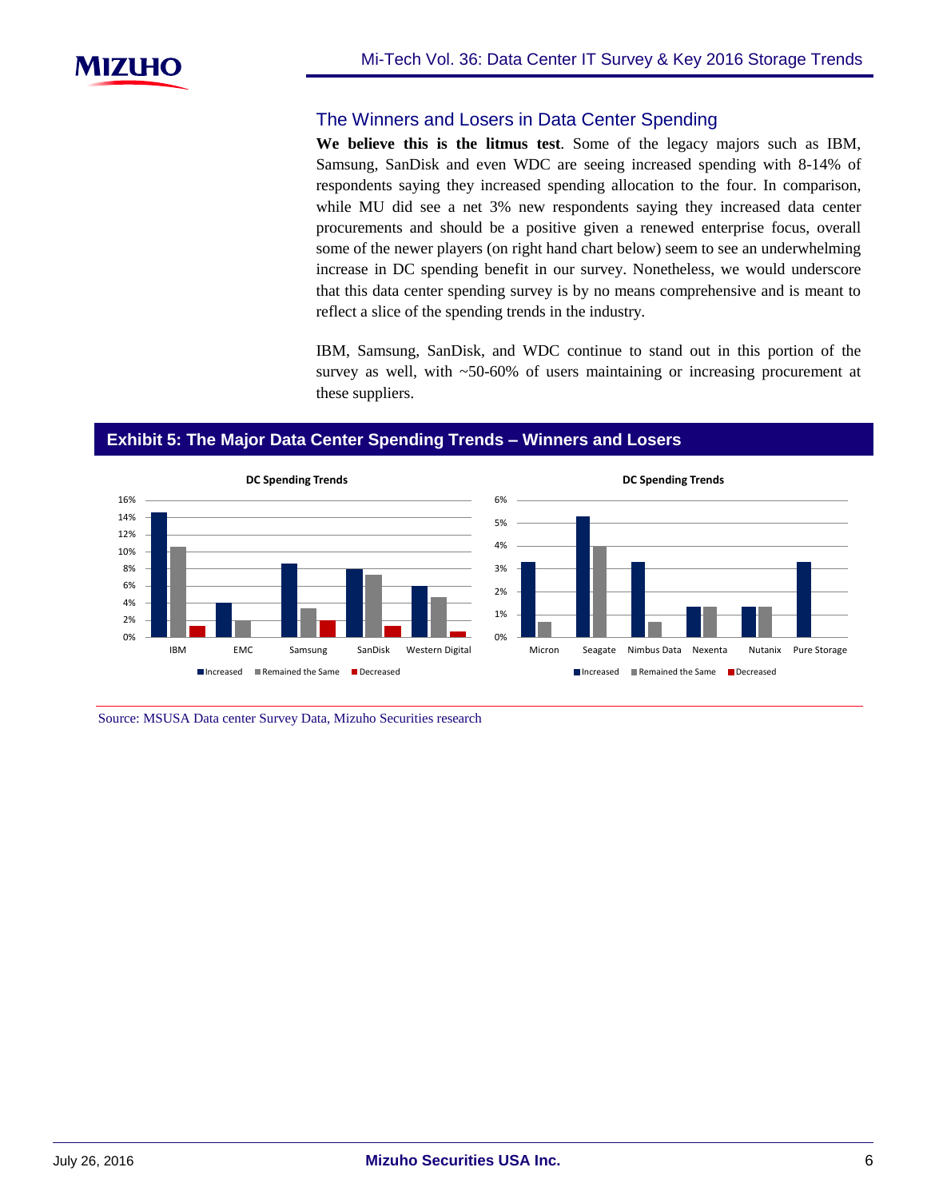## The Winners and Losers in Data Center Spending

**We believe this is the litmus test**. Some of the legacy majors such as IBM, Samsung, SanDisk and even WDC are seeing increased spending with 8-14% of respondents saying they increased spending allocation to the four. In comparison, while MU did see a net 3% new respondents saying they increased data center procurements and should be a positive given a renewed enterprise focus, overall some of the newer players (on right hand chart below) seem to see an underwhelming increase in DC spending benefit in our survey. Nonetheless, we would underscore that this data center spending survey is by no means comprehensive and is meant to reflect a slice of the spending trends in the industry.

IBM, Samsung, SanDisk, and WDC continue to stand out in this portion of the survey as well, with ~50-60% of users maintaining or increasing procurement at these suppliers.

### Exhibit 5: The Major Data Center Spending Trends – Winners and Losers

Source: MSUSA Data center Survey Data, Mizuho Securities research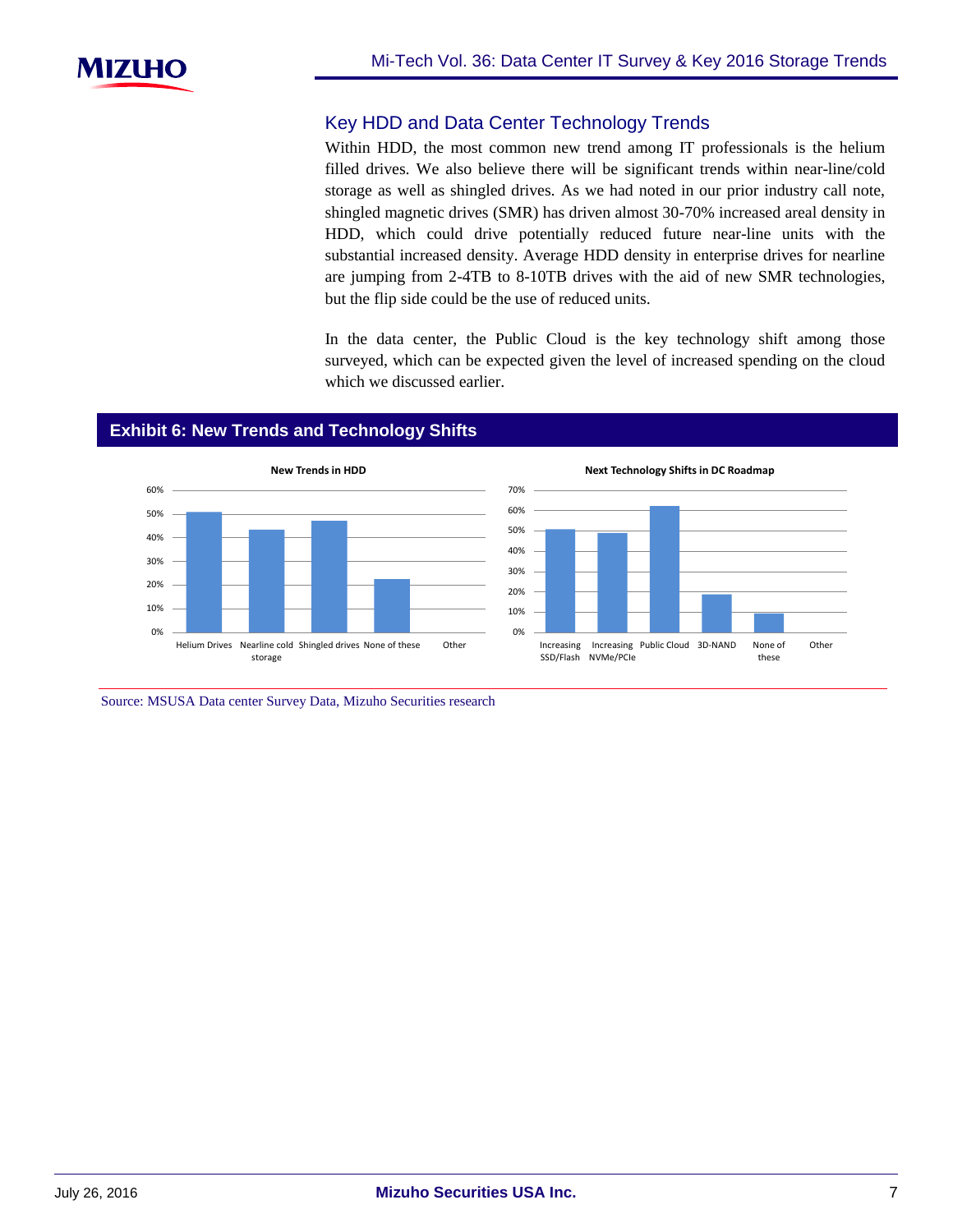## Key HDD and Data Center Technology Trends

Within HDD, the most common new trend among IT professionals is the helium filled drives. We also believe there will be significant trends within near-line/cold storage as well as shingled drives. As we had noted in our prior industry call note, shingled magnetic drives (SMR) has driven almost 30-70% increased areal density in HDD, which could drive potentially reduced future near-line units with the substantial increased density. Average HDD density in enterprise drives for nearline are jumping from 2-4TB to 8-10TB drives with the aid of new SMR technologies, but the flip side could be the use of reduced units.

In the data center, the Public Cloud is the key technology shift among those surveyed, which can be expected given the level of increased spending on the cloud which we discussed earlier.

### Exhibit 6: New Trends and Technology Shifts

**New Trends in HDD**

**Next Technology Shifts in DC Roadmap**

Source: MSUSA Data center Survey Data, Mizuho Securities research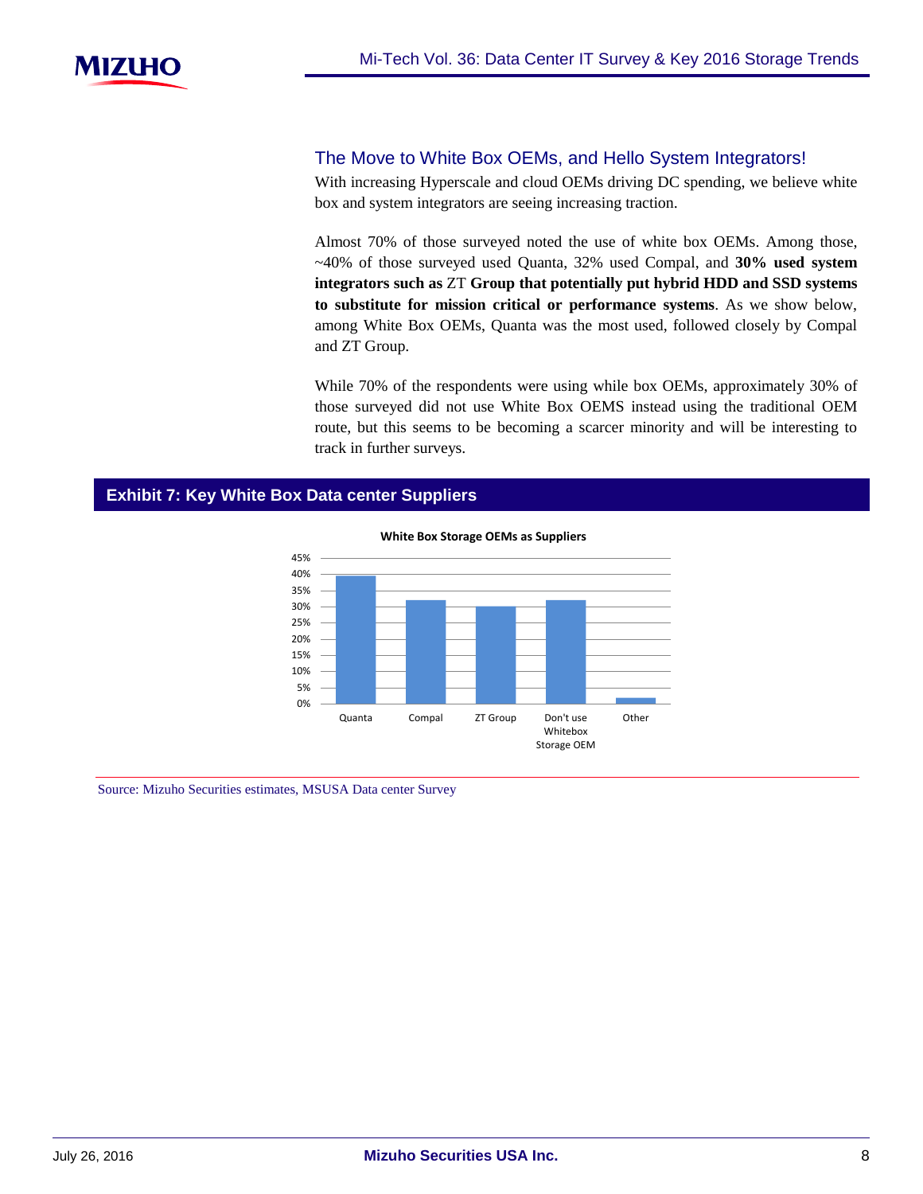## The Move to White Box OEMs, and Hello System Integrators!

With increasing Hyperscale and cloud OEMs driving DC spending, we believe white box and system integrators are seeing increasing traction.

Almost 70% of those surveyed noted the use of white box OEMs. Among those, ~40% of those surveyed used Quanta, 32% used Compal, and **30% used system integrators such as** ZT **Group that potentially put hybrid HDD and SSD systems to substitute for mission critical or performance systems**. As we show below, among White Box OEMs, Quanta was the most used, followed closely by Compal and ZT Group.

While 70% of the respondents were using while box OEMs, approximately 30% of those surveyed did not use White Box OEMS instead using the traditional OEM route, but this seems to be becoming a scarcer minority and will be interesting to track in further surveys.

### Exhibit 7: Key White Box Data center Suppliers

**White Box Storage OEMs as Suppliers**

| Supplier | Share (approx.) |
|---|---|
| Quanta | ~40% |
| Compal | ~32% |
| ZT Group | ~30% |
| Don't use Whitebox Storage OEM | ~32% |
| Other | ~2% |

Source: Mizuho Securities estimates, MSUSA Data center Survey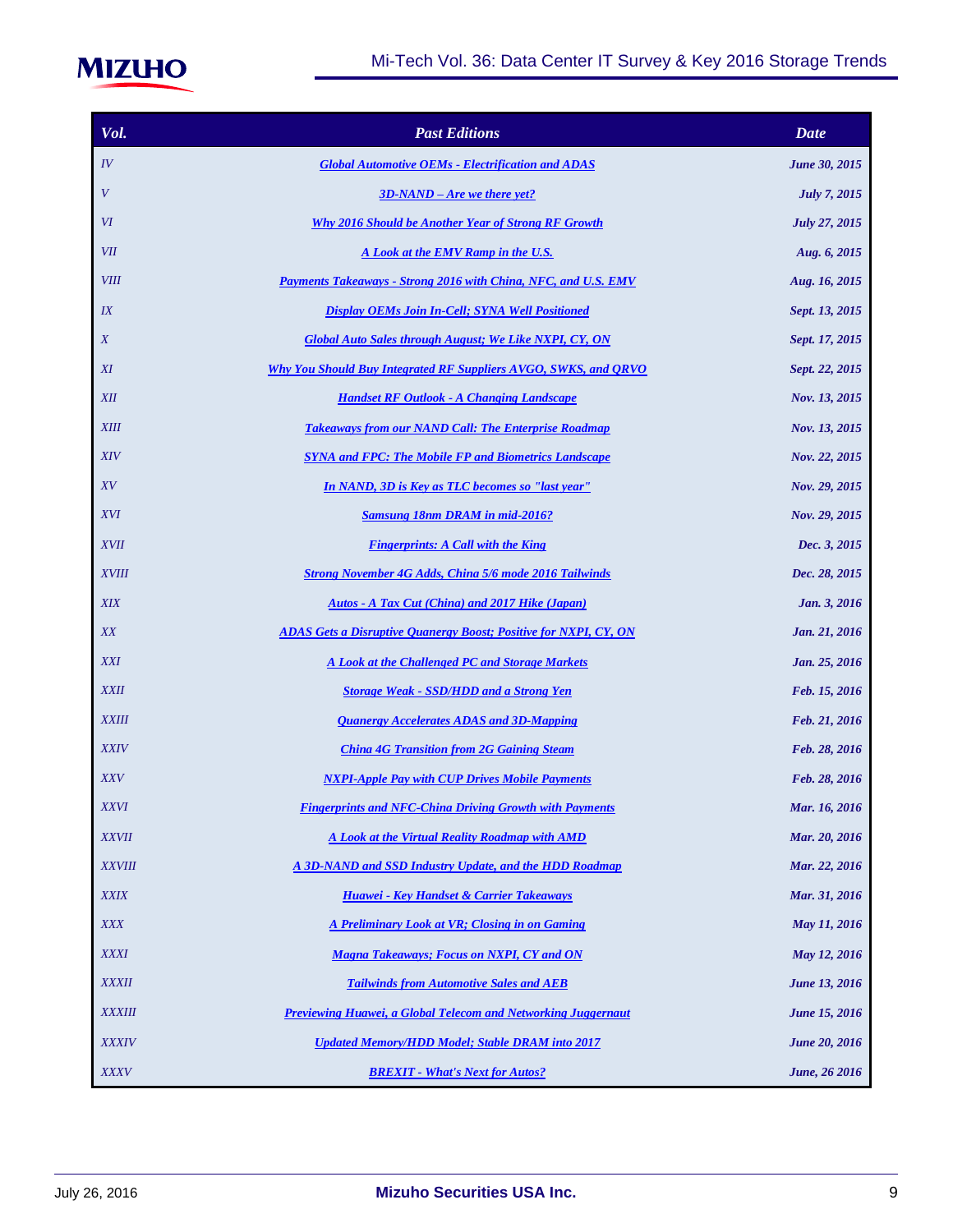| Vol. | Past Editions | Date |
|---|---|---|
| IV | Global Automotive OEMs - Electrification and ADAS | June 30, 2015 |
| V | 3D-NAND – Are we there yet? | July 7, 2015 |
| VI | Why 2016 Should be Another Year of Strong RF Growth | July 27, 2015 |
| VII | A Look at the EMV Ramp in the U.S. | Aug. 6, 2015 |
| VIII | Payments Takeaways - Strong 2016 with China, NFC, and U.S. EMV | Aug. 16, 2015 |
| IX | Display OEMs Join In-Cell; SYNA Well Positioned | Sept. 13, 2015 |
| X | Global Auto Sales through August; We Like NXPI, CY, ON | Sept. 17, 2015 |
| XI | Why You Should Buy Integrated RF Suppliers AVGO, SWKS, and QRVO | Sept. 22, 2015 |
| XII | Handset RF Outlook - A Changing Landscape | Nov. 13, 2015 |
| XIII | Takeaways from our NAND Call: The Enterprise Roadmap | Nov. 13, 2015 |
| XIV | SYNA and FPC: The Mobile FP and Biometrics Landscape | Nov. 22, 2015 |
| XV | In NAND, 3D is Key as TLC becomes so "last year" | Nov. 29, 2015 |
| XVI | Samsung 18nm DRAM in mid-2016? | Nov. 29, 2015 |
| XVII | Fingerprints: A Call with the King | Dec. 3, 2015 |
| XVIII | Strong November 4G Adds, China 5/6 mode 2016 Tailwinds | Dec. 28, 2015 |
| XIX | Autos - A Tax Cut (China) and 2017 Hike (Japan) | Jan. 3, 2016 |
| XX | ADAS Gets a Disruptive Quanergy Boost; Positive for NXPI, CY, ON | Jan. 21, 2016 |
| XXI | A Look at the Challenged PC and Storage Markets | Jan. 25, 2016 |
| XXII | Storage Weak - SSD/HDD and a Strong Yen | Feb. 15, 2016 |
| XXIII | Quanergy Accelerates ADAS and 3D-Mapping | Feb. 21, 2016 |
| XXIV | China 4G Transition from 2G Gaining Steam | Feb. 28, 2016 |
| XXV | NXPI-Apple Pay with CUP Drives Mobile Payments | Feb. 28, 2016 |
| XXVI | Fingerprints and NFC-China Driving Growth with Payments | Mar. 16, 2016 |
| XXVII | A Look at the Virtual Reality Roadmap with AMD | Mar. 20, 2016 |
| XXVIII | A 3D-NAND and SSD Industry Update, and the HDD Roadmap | Mar. 22, 2016 |
| XXIX | Huawei - Key Handset & Carrier Takeaways | Mar. 31, 2016 |
| XXX | A Preliminary Look at VR; Closing in on Gaming | May 11, 2016 |
| XXXI | Magna Takeaways; Focus on NXPI, CY and ON | May 12, 2016 |
| XXXII | Tailwinds from Automotive Sales and AEB | June 13, 2016 |
| XXXIII | Previewing Huawei, a Global Telecom and Networking Juggernaut | June 15, 2016 |
| XXXIV | Updated Memory/HDD Model; Stable DRAM into 2017 | June 20, 2016 |
| XXXV | BREXIT - What's Next for Autos? | June, 26 2016 |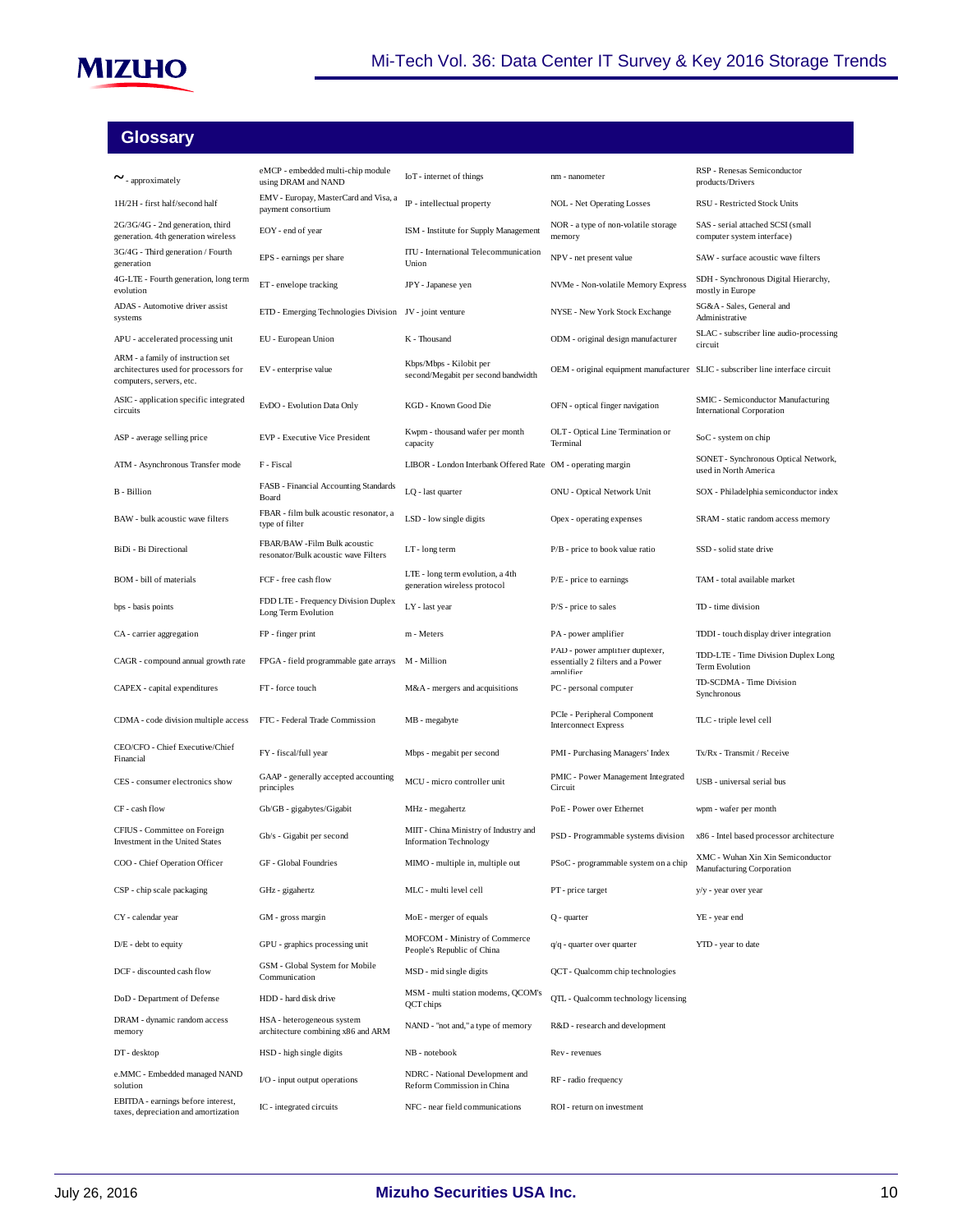## Glossary

~ - approximately
1H/2H - first half/second half
2G/3G/4G - 2nd generation, third generation. 4th generation wireless
3G/4G - Third generation / Fourth generation
4G-LTE - Fourth generation, long term evolution
ADAS - Automotive driver assist systems
APU - accelerated processing unit
ARM - a family of instruction set architectures used for processors for computers, servers, etc.
ASIC - application specific integrated circuits
ASP - average selling price
ATM - Asynchronous Transfer mode
B - Billion
BAW - bulk acoustic wave filters
BiDi - Bi Directional
BOM - bill of materials
bps - basis points
CA - carrier aggregation
CAGR - compound annual growth rate
CAPEX - capital expenditures
CDMA - code division multiple access
CEO/CFO - Chief Executive/Chief Financial
CES - consumer electronics show
CF - cash flow
CFIUS - Committee on Foreign Investment in the United States
COO - Chief Operation Officer
CSP - chip scale packaging
CY - calendar year
D/E - debt to equity
DCF - discounted cash flow
DoD - Department of Defense
DRAM - dynamic random access memory
DT - desktop
e.MMC - Embedded managed NAND solution
EBITDA - earnings before interest, taxes, depreciation and amortization
eMCP - embedded multi-chip module using DRAM and NAND
EMV - Europay, MasterCard and Visa, a payment consortium
EOY - end of year
EPS - earnings per share
ET - envelope tracking
ETD - Emerging Technologies Division
EU - European Union
EV - enterprise value
EvDO - Evolution Data Only
EVP - Executive Vice President
F - Fiscal
FASB - Financial Accounting Standards Board
FBAR - film bulk acoustic resonator, a type of filter
FBAR/BAW -Film Bulk acoustic resonator/Bulk acoustic wave Filters
FCF - free cash flow
FDD LTE - Frequency Division Duplex Long Term Evolution
FP - finger print
FPGA - field programmable gate arrays
FT - force touch
FTC - Federal Trade Commission
FY - fiscal/full year
GAAP - generally accepted accounting principles
Gb/GB - gigabytes/Gigabit
Gb/s - Gigabit per second
GF - Global Foundries
GHz - gigahertz
GM - gross margin
GPU - graphics processing unit
GSM - Global System for Mobile Communication
HDD - hard disk drive
HSA - heterogeneous system architecture combining x86 and ARM
HSD - high single digits
I/O - input output operations
IC - integrated circuits
IoT - internet of things
IP - intellectual property
ISM - Institute for Supply Management
ITU - International Telecommunication Union
JPY - Japanese yen
JV - joint venture
K - Thousand
Kbps/Mbps - Kilobit per second/Megabit per second bandwidth
KGD - Known Good Die
Kwpm - thousand wafer per month capacity
LIBOR - London Interbank Offered Rate
LQ - last quarter
LSD - low single digits
LT - long term
LTE - long term evolution, a 4th generation wireless protocol
LY - last year
m - Meters
M - Million
M&A - mergers and acquisitions
MB - megabyte
Mbps - megabit per second
MCU - micro controller unit
MHz - megahertz
MIIT - China Ministry of Industry and Information Technology
MIMO - multiple in, multiple out
MLC - multi level cell
MoE - merger of equals
MOFCOM - Ministry of Commerce People's Republic of China
MSD - mid single digits
MSM - multi station modems, QCOM's QCT chips
NAND - "not and," a type of memory
NB - notebook
NDRC - National Development and Reform Commission in China
NFC - near field communications
nm - nanometer
NOL - Net Operating Losses
NOR - a type of non-volatile storage memory
NPV - net present value
NVMe - Non-volatile Memory Express
NYSE - New York Stock Exchange
ODM - original design manufacturer
OEM - original equipment manufacturer
OFN - optical finger navigation
OLT - Optical Line Termination or Terminal
OM - operating margin
ONU - Optical Network Unit
Opex - operating expenses
P/B - price to book value ratio
P/E - price to earnings
P/S - price to sales
PA - power amplifier
PAD - power amplifier duplexer, essentially 2 filters and a Power amplifier
PC - personal computer
PCIe - Peripheral Component Interconnect Express
PMI - Purchasing Managers' Index
PMIC - Power Management Integrated Circuit
PoE - Power over Ethernet
PSD - Programmable systems division
PSoC - programmable system on a chip
PT - price target
Q - quarter
q/q - quarter over quarter
QCT - Qualcomm chip technologies
QTL - Qualcomm technology licensing
R&D - research and development
Rev - revenues
RF - radio frequency
ROI - return on investment
RSP - Renesas Semiconductor products/Drivers
RSU - Restricted Stock Units
SAS - serial attached SCSI (small computer system interface)
SAW - surface acoustic wave filters
SDH - Synchronous Digital Hierarchy, mostly in Europe
SG&A - Sales, General and Administrative
SLAC - subscriber line audio-processing circuit
SLIC - subscriber line interface circuit
SMIC - Semiconductor Manufacturing International Corporation
SoC - system on chip
SONET - Synchronous Optical Network, used in North America
SOX - Philadelphia semiconductor index
SRAM - static random access memory
SSD - solid state drive
TAM - total available market
TD - time division
TDDI - touch display driver integration
TDD-LTE - Time Division Duplex Long Term Evolution
TD-SCDMA - Time Division Synchronous
TLC - triple level cell
Tx/Rx - Transmit / Receive
USB - universal serial bus
wpm - wafer per month
x86 - Intel based processor architecture
XMC - Wuhan Xin Xin Semiconductor Manufacturing Corporation
y/y - year over year
YE - year end
YTD - year to date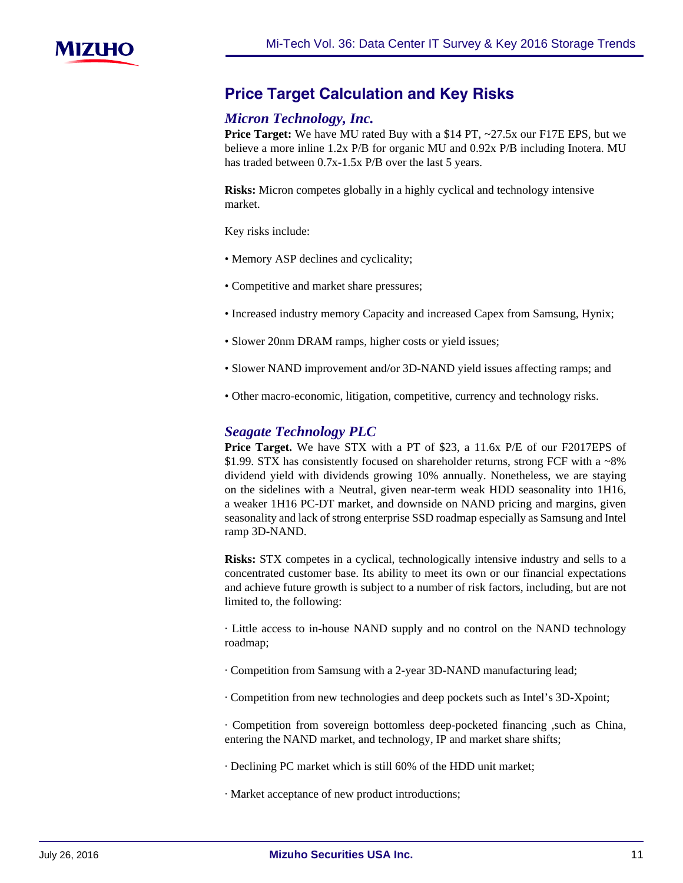## Price Target Calculation and Key Risks

### *Micron Technology, Inc.*

**Price Target:** We have MU rated Buy with a $14 PT, ~27.5x our F17E EPS, but we believe a more inline 1.2x P/B for organic MU and 0.92x P/B including Inotera. MU has traded between 0.7x-1.5x P/B over the last 5 years.

**Risks:** Micron competes globally in a highly cyclical and technology intensive market.

Key risks include:

• Memory ASP declines and cyclicality;

• Competitive and market share pressures;

• Increased industry memory Capacity and increased Capex from Samsung, Hynix;

• Slower 20nm DRAM ramps, higher costs or yield issues;

• Slower NAND improvement and/or 3D-NAND yield issues affecting ramps; and

• Other macro-economic, litigation, competitive, currency and technology risks.

### *Seagate Technology PLC*

**Price Target.** We have STX with a PT of $23, a 11.6x P/E of our F2017EPS of $1.99. STX has consistently focused on shareholder returns, strong FCF with a ~8% dividend yield with dividends growing 10% annually. Nonetheless, we are staying on the sidelines with a Neutral, given near-term weak HDD seasonality into 1H16, a weaker 1H16 PC-DT market, and downside on NAND pricing and margins, given seasonality and lack of strong enterprise SSD roadmap especially as Samsung and Intel ramp 3D-NAND.

**Risks:** STX competes in a cyclical, technologically intensive industry and sells to a concentrated customer base. Its ability to meet its own or our financial expectations and achieve future growth is subject to a number of risk factors, including, but are not limited to, the following:

· Little access to in-house NAND supply and no control on the NAND technology roadmap;

· Competition from Samsung with a 2-year 3D-NAND manufacturing lead;

· Competition from new technologies and deep pockets such as Intel's 3D-Xpoint;

· Competition from sovereign bottomless deep-pocketed financing ,such as China, entering the NAND market, and technology, IP and market share shifts;

· Declining PC market which is still 60% of the HDD unit market;

· Market acceptance of new product introductions;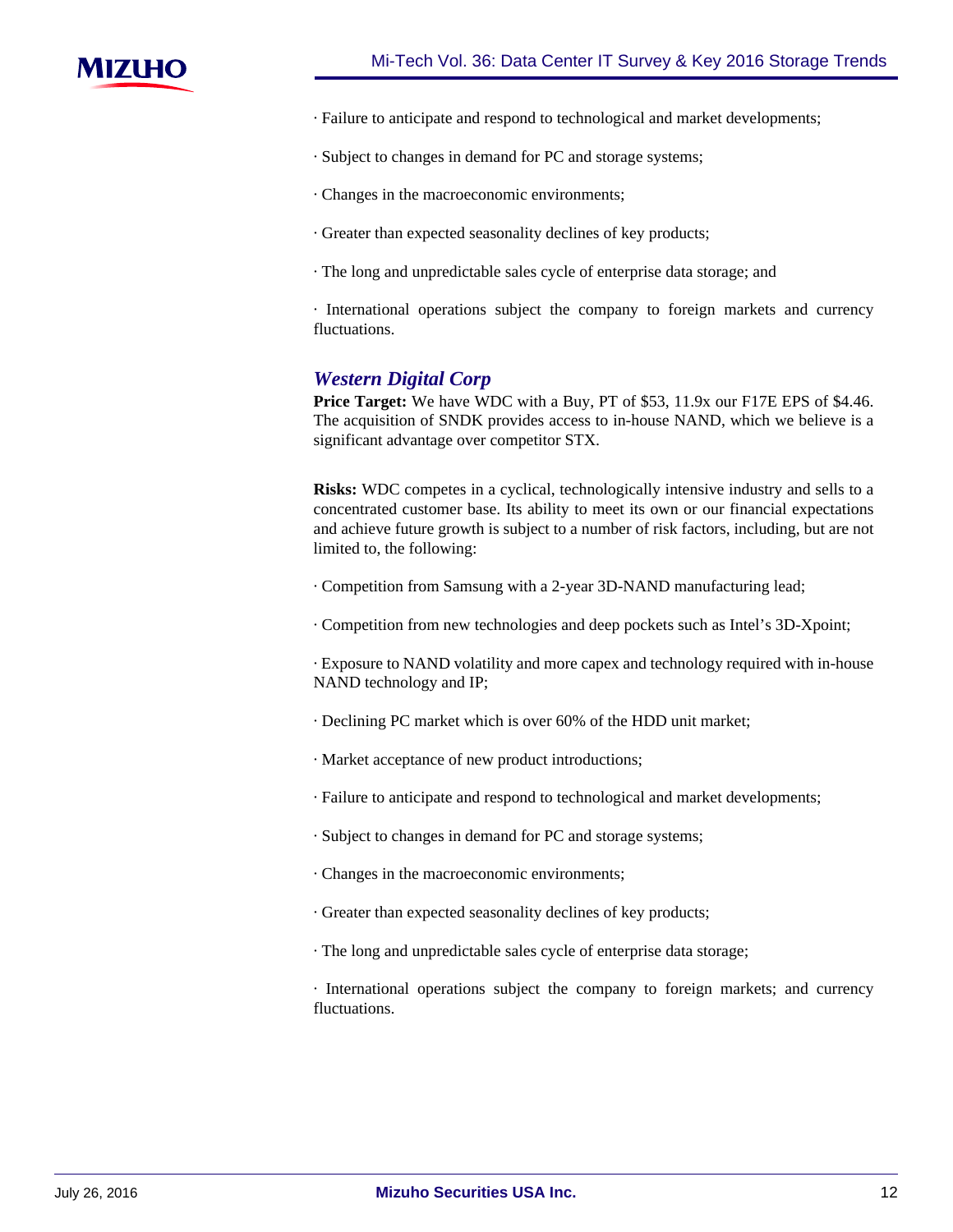· Failure to anticipate and respond to technological and market developments;

· Subject to changes in demand for PC and storage systems;

· Changes in the macroeconomic environments;

· Greater than expected seasonality declines of key products;

· The long and unpredictable sales cycle of enterprise data storage; and

· International operations subject the company to foreign markets and currency fluctuations.

### *Western Digital Corp*

**Price Target:** We have WDC with a Buy, PT of $53, 11.9x our F17E EPS of $4.46. The acquisition of SNDK provides access to in-house NAND, which we believe is a significant advantage over competitor STX.

**Risks:** WDC competes in a cyclical, technologically intensive industry and sells to a concentrated customer base. Its ability to meet its own or our financial expectations and achieve future growth is subject to a number of risk factors, including, but are not limited to, the following:

· Competition from Samsung with a 2-year 3D-NAND manufacturing lead;

· Competition from new technologies and deep pockets such as Intel's 3D-Xpoint;

· Exposure to NAND volatility and more capex and technology required with in-house NAND technology and IP;

· Declining PC market which is over 60% of the HDD unit market;

· Market acceptance of new product introductions;

· Failure to anticipate and respond to technological and market developments;

· Subject to changes in demand for PC and storage systems;

· Changes in the macroeconomic environments;

· Greater than expected seasonality declines of key products;

· The long and unpredictable sales cycle of enterprise data storage;

· International operations subject the company to foreign markets; and currency fluctuations.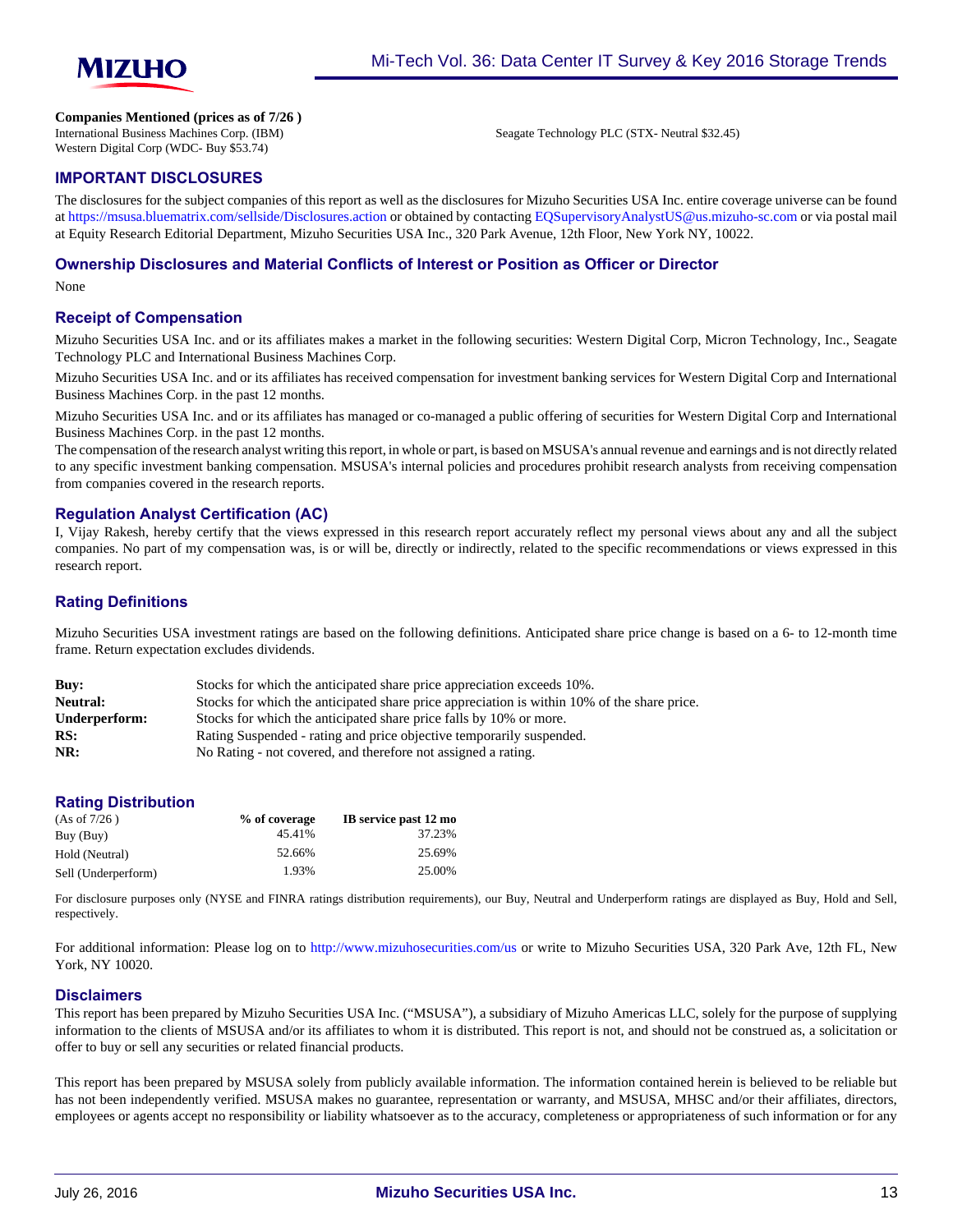**Companies Mentioned (prices as of 7/26 )**

International Business Machines Corp. (IBM)
Western Digital Corp (WDC- Buy $53.74)
Seagate Technology PLC (STX- Neutral $32.45)

## IMPORTANT DISCLOSURES

The disclosures for the subject companies of this report as well as the disclosures for Mizuho Securities USA Inc. entire coverage universe can be found at https://msusa.bluematrix.com/sellside/Disclosures.action or obtained by contacting EQSupervisoryAnalystUS@us.mizuho-sc.com or via postal mail at Equity Research Editorial Department, Mizuho Securities USA Inc., 320 Park Avenue, 12th Floor, New York NY, 10022.

### Ownership Disclosures and Material Conflicts of Interest or Position as Officer or Director

None

### Receipt of Compensation

Mizuho Securities USA Inc. and or its affiliates makes a market in the following securities: Western Digital Corp, Micron Technology, Inc., Seagate Technology PLC and International Business Machines Corp.

Mizuho Securities USA Inc. and or its affiliates has received compensation for investment banking services for Western Digital Corp and International Business Machines Corp. in the past 12 months.

Mizuho Securities USA Inc. and or its affiliates has managed or co-managed a public offering of securities for Western Digital Corp and International Business Machines Corp. in the past 12 months.

The compensation of the research analyst writing this report, in whole or part, is based on MSUSA's annual revenue and earnings and is not directly related to any specific investment banking compensation. MSUSA's internal policies and procedures prohibit research analysts from receiving compensation from companies covered in the research reports.

### Regulation Analyst Certification (AC)

I, Vijay Rakesh, hereby certify that the views expressed in this research report accurately reflect my personal views about any and all the subject companies. No part of my compensation was, is or will be, directly or indirectly, related to the specific recommendations or views expressed in this research report.

### Rating Definitions

Mizuho Securities USA investment ratings are based on the following definitions. Anticipated share price change is based on a 6- to 12-month time frame. Return expectation excludes dividends.

| | |
|---|---|
| **Buy:** | Stocks for which the anticipated share price appreciation exceeds 10%. |
| **Neutral:** | Stocks for which the anticipated share price appreciation is within 10% of the share price. |
| **Underperform:** | Stocks for which the anticipated share price falls by 10% or more. |
| **RS:** | Rating Suspended - rating and price objective temporarily suspended. |
| **NR:** | No Rating - not covered, and therefore not assigned a rating. |

### Rating Distribution

| (As of 7/26 ) | % of coverage | IB service past 12 mo |
|---|---|---|
| Buy (Buy) | 45.41% | 37.23% |
| Hold (Neutral) | 52.66% | 25.69% |
| Sell (Underperform) | 1.93% | 25.00% |

For disclosure purposes only (NYSE and FINRA ratings distribution requirements), our Buy, Neutral and Underperform ratings are displayed as Buy, Hold and Sell, respectively.

For additional information: Please log on to http://www.mizuhosecurities.com/us or write to Mizuho Securities USA, 320 Park Ave, 12th FL, New York, NY 10020.

### Disclaimers

This report has been prepared by Mizuho Securities USA Inc. ("MSUSA"), a subsidiary of Mizuho Americas LLC, solely for the purpose of supplying information to the clients of MSUSA and/or its affiliates to whom it is distributed. This report is not, and should not be construed as, a solicitation or offer to buy or sell any securities or related financial products.

This report has been prepared by MSUSA solely from publicly available information. The information contained herein is believed to be reliable but has not been independently verified. MSUSA makes no guarantee, representation or warranty, and MSUSA, MHSC and/or their affiliates, directors, employees or agents accept no responsibility or liability whatsoever as to the accuracy, completeness or appropriateness of such information or for any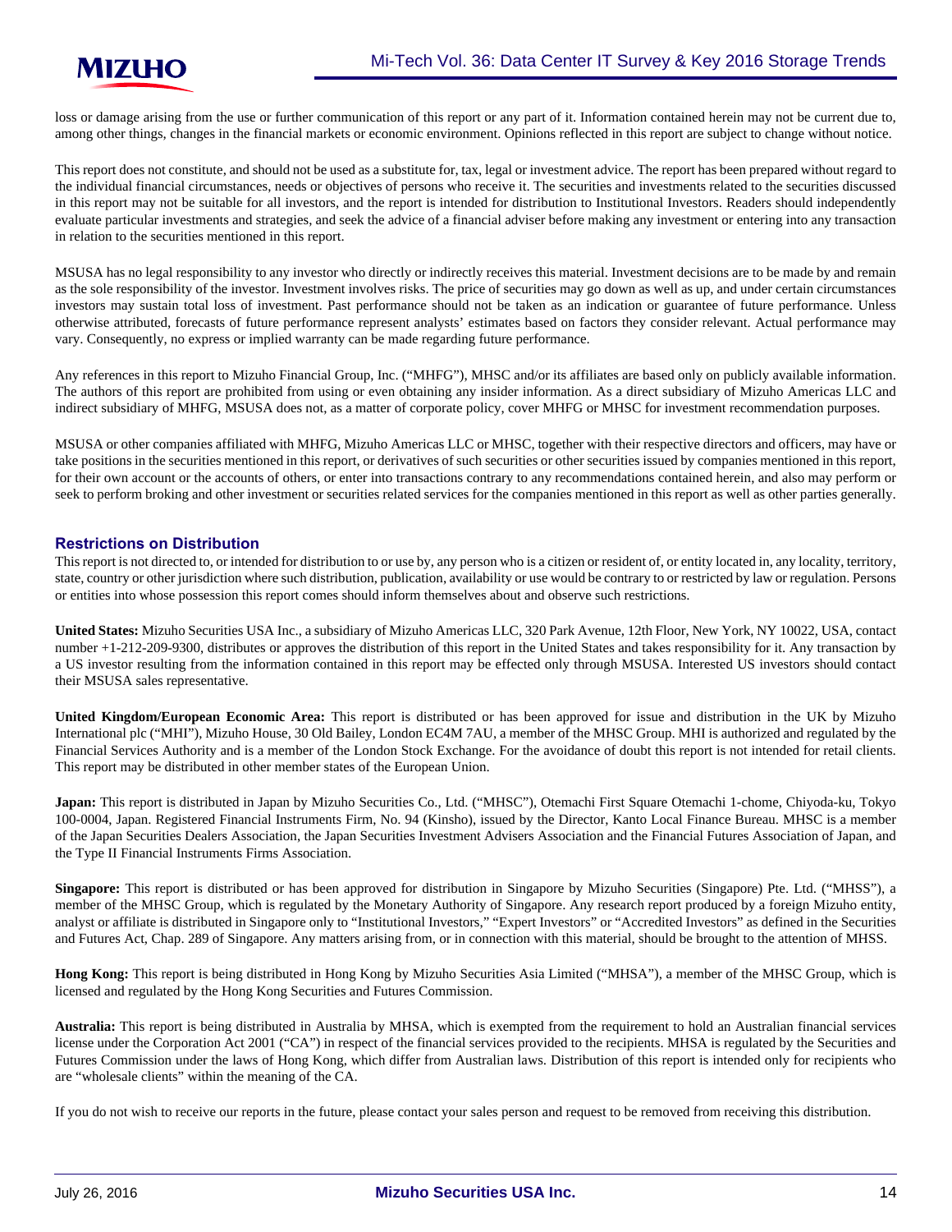loss or damage arising from the use or further communication of this report or any part of it. Information contained herein may not be current due to, among other things, changes in the financial markets or economic environment. Opinions reflected in this report are subject to change without notice.

This report does not constitute, and should not be used as a substitute for, tax, legal or investment advice. The report has been prepared without regard to the individual financial circumstances, needs or objectives of persons who receive it. The securities and investments related to the securities discussed in this report may not be suitable for all investors, and the report is intended for distribution to Institutional Investors. Readers should independently evaluate particular investments and strategies, and seek the advice of a financial adviser before making any investment or entering into any transaction in relation to the securities mentioned in this report.

MSUSA has no legal responsibility to any investor who directly or indirectly receives this material. Investment decisions are to be made by and remain as the sole responsibility of the investor. Investment involves risks. The price of securities may go down as well as up, and under certain circumstances investors may sustain total loss of investment. Past performance should not be taken as an indication or guarantee of future performance. Unless otherwise attributed, forecasts of future performance represent analysts' estimates based on factors they consider relevant. Actual performance may vary. Consequently, no express or implied warranty can be made regarding future performance.

Any references in this report to Mizuho Financial Group, Inc. ("MHFG"), MHSC and/or its affiliates are based only on publicly available information. The authors of this report are prohibited from using or even obtaining any insider information. As a direct subsidiary of Mizuho Americas LLC and indirect subsidiary of MHFG, MSUSA does not, as a matter of corporate policy, cover MHFG or MHSC for investment recommendation purposes.

MSUSA or other companies affiliated with MHFG, Mizuho Americas LLC or MHSC, together with their respective directors and officers, may have or take positions in the securities mentioned in this report, or derivatives of such securities or other securities issued by companies mentioned in this report, for their own account or the accounts of others, or enter into transactions contrary to any recommendations contained herein, and also may perform or seek to perform broking and other investment or securities related services for the companies mentioned in this report as well as other parties generally.

## Restrictions on Distribution

This report is not directed to, or intended for distribution to or use by, any person who is a citizen or resident of, or entity located in, any locality, territory, state, country or other jurisdiction where such distribution, publication, availability or use would be contrary to or restricted by law or regulation. Persons or entities into whose possession this report comes should inform themselves about and observe such restrictions.

**United States:** Mizuho Securities USA Inc., a subsidiary of Mizuho Americas LLC, 320 Park Avenue, 12th Floor, New York, NY 10022, USA, contact number +1-212-209-9300, distributes or approves the distribution of this report in the United States and takes responsibility for it. Any transaction by a US investor resulting from the information contained in this report may be effected only through MSUSA. Interested US investors should contact their MSUSA sales representative.

**United Kingdom/European Economic Area:** This report is distributed or has been approved for issue and distribution in the UK by Mizuho International plc ("MHI"), Mizuho House, 30 Old Bailey, London EC4M 7AU, a member of the MHSC Group. MHI is authorized and regulated by the Financial Services Authority and is a member of the London Stock Exchange. For the avoidance of doubt this report is not intended for retail clients. This report may be distributed in other member states of the European Union.

**Japan:** This report is distributed in Japan by Mizuho Securities Co., Ltd. ("MHSC"), Otemachi First Square Otemachi 1-chome, Chiyoda-ku, Tokyo 100-0004, Japan. Registered Financial Instruments Firm, No. 94 (Kinsho), issued by the Director, Kanto Local Finance Bureau. MHSC is a member of the Japan Securities Dealers Association, the Japan Securities Investment Advisers Association and the Financial Futures Association of Japan, and the Type II Financial Instruments Firms Association.

**Singapore:** This report is distributed or has been approved for distribution in Singapore by Mizuho Securities (Singapore) Pte. Ltd. ("MHSS"), a member of the MHSC Group, which is regulated by the Monetary Authority of Singapore. Any research report produced by a foreign Mizuho entity, analyst or affiliate is distributed in Singapore only to "Institutional Investors," "Expert Investors" or "Accredited Investors" as defined in the Securities and Futures Act, Chap. 289 of Singapore. Any matters arising from, or in connection with this material, should be brought to the attention of MHSS.

**Hong Kong:** This report is being distributed in Hong Kong by Mizuho Securities Asia Limited ("MHSA"), a member of the MHSC Group, which is licensed and regulated by the Hong Kong Securities and Futures Commission.

**Australia:** This report is being distributed in Australia by MHSA, which is exempted from the requirement to hold an Australian financial services license under the Corporation Act 2001 ("CA") in respect of the financial services provided to the recipients. MHSA is regulated by the Securities and Futures Commission under the laws of Hong Kong, which differ from Australian laws. Distribution of this report is intended only for recipients who are "wholesale clients" within the meaning of the CA.

If you do not wish to receive our reports in the future, please contact your sales person and request to be removed from receiving this distribution.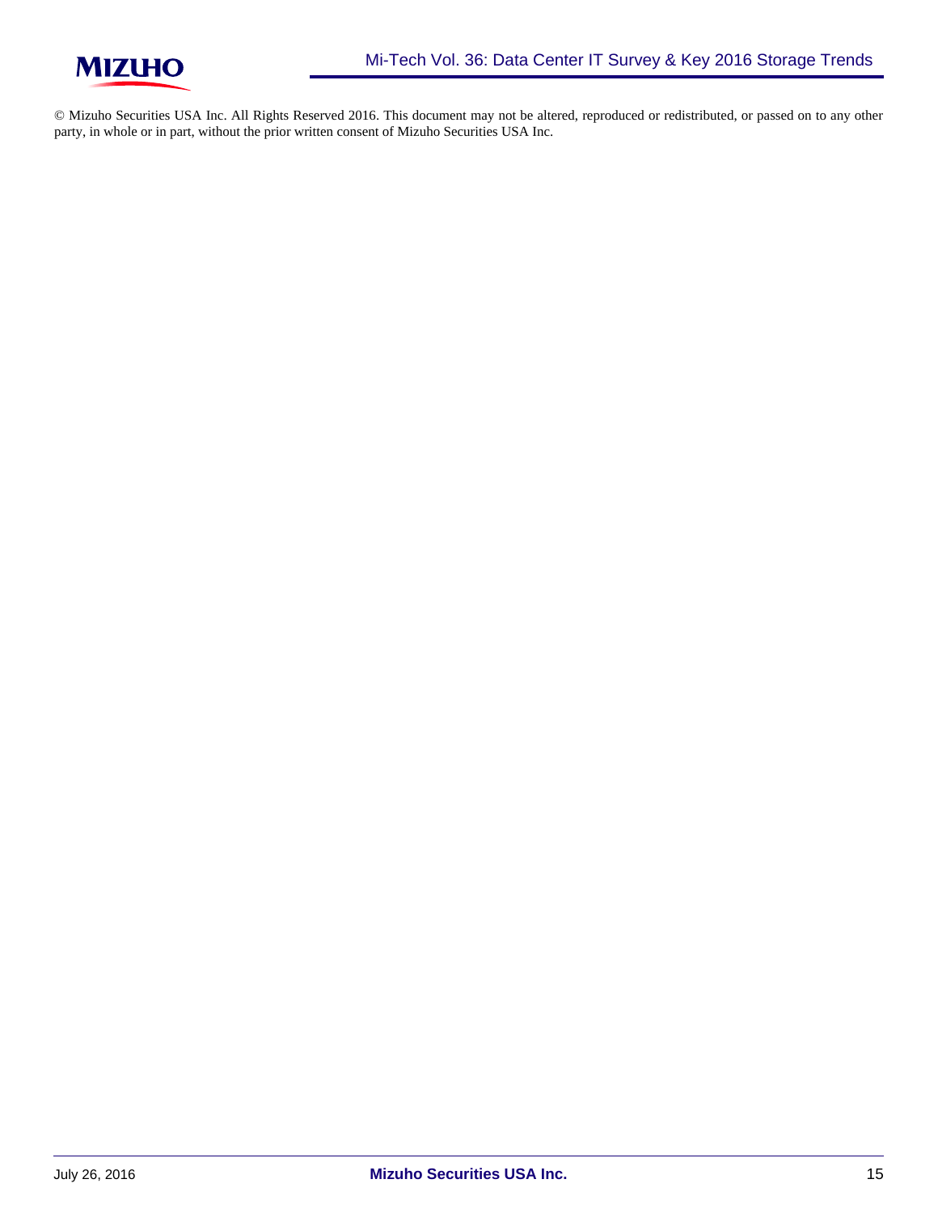© Mizuho Securities USA Inc. All Rights Reserved 2016. This document may not be altered, reproduced or redistributed, or passed on to any other party, in whole or in part, without the prior written consent of Mizuho Securities USA Inc.